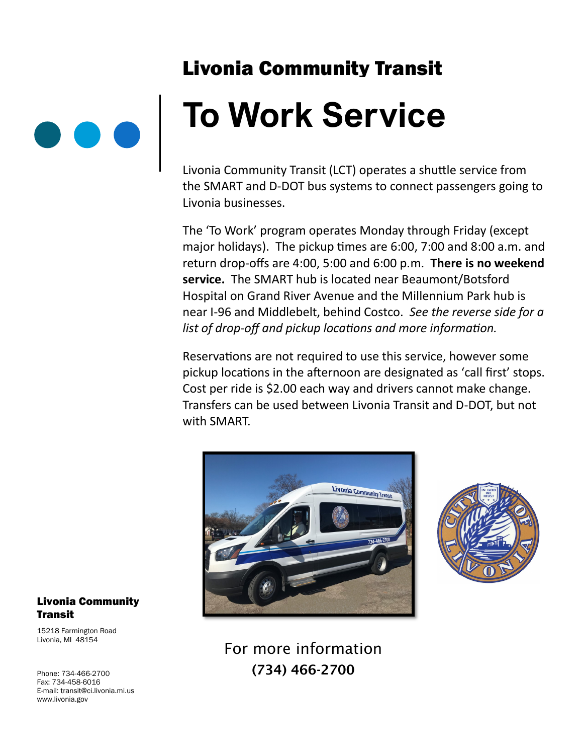## Livonia Community Transit

# To Work Service

Livonia Community Transit (LCT) operates a shuttle service from the SMART and D-DOT bus systems to connect passengers going to Livonia businesses.

The 'To Work' program operates Monday through Friday (except major holidays). The pickup times are 6:00, 7:00 and 8:00 a.m. and return drop-offs are 4:00, 5:00 and 6:00 p.m. **There is no weekend service.** The SMART hub is located near Beaumont/Botsford Hospital on Grand River Avenue and the Millennium Park hub is near I-96 and Middlebelt, behind Costco. *See the reverse side for a list of drop-off and pickup locations and more information.*

Reservations are not required to use this service, however some pickup locations in the afternoon are designated as 'call first' stops. Cost per ride is $2.00 each way and drivers cannot make change. Transfers can be used between Livonia Transit and D-DOT, but not with SMART.

For more information
**(734) 466-2700**

**Livonia Community Transit**

15218 Farmington Road
Livonia, MI 48154

Phone: 734-466-2700
Fax: 734-458-6016
E-mail: transit@ci.livonia.mi.us
www.livonia.gov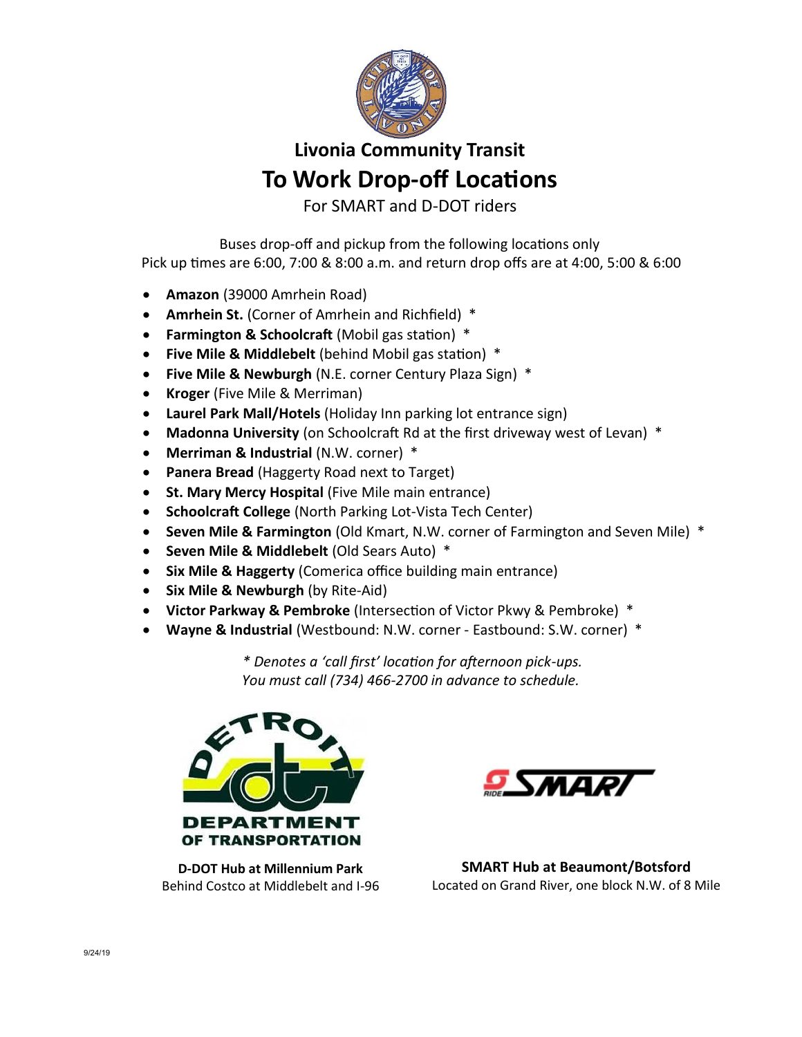# Livonia Community Transit

## To Work Drop-off Locations

For SMART and D-DOT riders

Buses drop-off and pickup from the following locations only
Pick up times are 6:00, 7:00 & 8:00 a.m. and return drop offs are at 4:00, 5:00 & 6:00

- **Amazon** (39000 Amrhein Road)
- **Amrhein St.** (Corner of Amrhein and Richfield) *
- **Farmington & Schoolcraft** (Mobil gas station) *
- **Five Mile & Middlebelt** (behind Mobil gas station) *
- **Five Mile & Newburgh** (N.E. corner Century Plaza Sign) *
- **Kroger** (Five Mile & Merriman)
- **Laurel Park Mall/Hotels** (Holiday Inn parking lot entrance sign)
- **Madonna University** (on Schoolcraft Rd at the first driveway west of Levan) *
- **Merriman & Industrial** (N.W. corner) *
- **Panera Bread** (Haggerty Road next to Target)
- **St. Mary Mercy Hospital** (Five Mile main entrance)
- **Schoolcraft College** (North Parking Lot-Vista Tech Center)
- **Seven Mile & Farmington** (Old Kmart, N.W. corner of Farmington and Seven Mile) *
- **Seven Mile & Middlebelt** (Old Sears Auto) *
- **Six Mile & Haggerty** (Comerica office building main entrance)
- **Six Mile & Newburgh** (by Rite-Aid)
- **Victor Parkway & Pembroke** (Intersection of Victor Pkwy & Pembroke) *
- **Wayne & Industrial** (Westbound: N.W. corner - Eastbound: S.W. corner) *

*\* Denotes a 'call first' location for afternoon pick-ups.*
*You must call (734) 466-2700 in advance to schedule.*

**D-DOT Hub at Millennium Park**
Behind Costco at Middlebelt and I-96

**SMART Hub at Beaumont/Botsford**
Located on Grand River, one block N.W. of 8 Mile

9/24/19